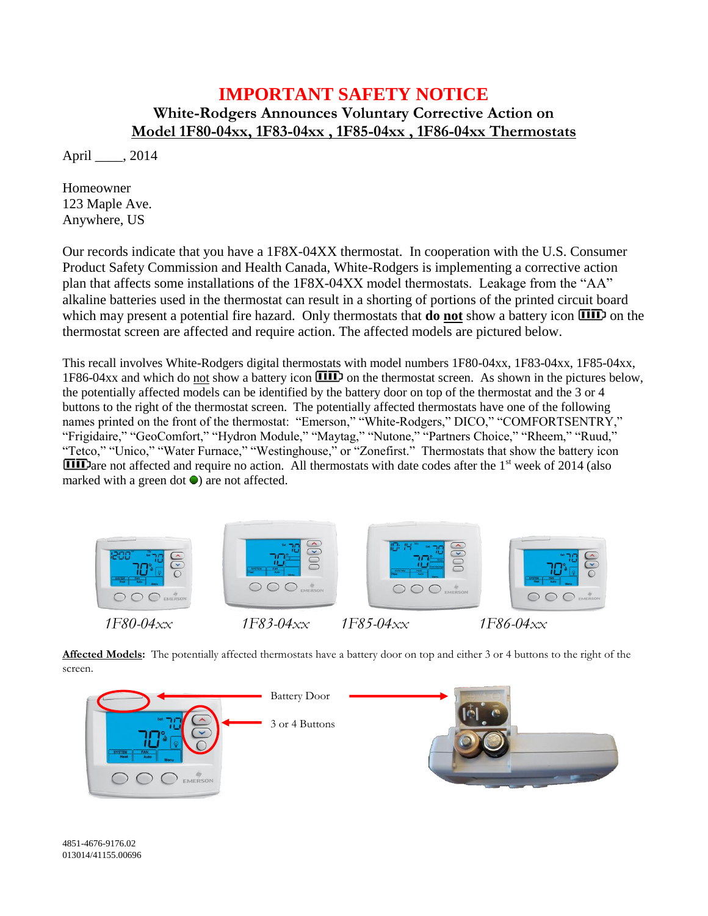# IMPORTANT SAFETY NOTICE

## White-Rodgers Announces Voluntary Corrective Action on Model 1F80-04xx, 1F83-04xx , 1F85-04xx , 1F86-04xx Thermostats

April ____, 2014

Homeowner
123 Maple Ave.
Anywhere, US

Our records indicate that you have a 1F8X-04XX thermostat. In cooperation with the U.S. Consumer Product Safety Commission and Health Canada, White-Rodgers is implementing a corrective action plan that affects some installations of the 1F8X-04XX model thermostats. Leakage from the "AA" alkaline batteries used in the thermostat can result in a shorting of portions of the printed circuit board which may present a potential fire hazard. Only thermostats that **do not** show a battery icon on the thermostat screen are affected and require action. The affected models are pictured below.

This recall involves White-Rodgers digital thermostats with model numbers 1F80-04xx, 1F83-04xx, 1F85-04xx, 1F86-04xx and which do not show a battery icon on the thermostat screen. As shown in the pictures below, the potentially affected models can be identified by the battery door on top of the thermostat and the 3 or 4 buttons to the right of the thermostat screen. The potentially affected thermostats have one of the following names printed on the front of the thermostat: "Emerson," "White-Rodgers," DICO," "COMFORTSENTRY," "Frigidaire," "GeoComfort," "Hydron Module," "Maytag," "Nutone," "Partners Choice," "Rheem," "Ruud," "Tetco," "Unico," "Water Furnace," "Westinghouse," or "Zonefirst." Thermostats that show the battery icon are not affected and require no action. All thermostats with date codes after the 1st week of 2014 (also marked with a green dot ●) are not affected.

*1F80-04xx* *1F83-04xx* *1F85-04xx* *1F86-04xx*

**Affected Models:** The potentially affected thermostats have a battery door on top and either 3 or 4 buttons to the right of the screen.

Battery Door

3 or 4 Buttons

4851-4676-9176.02
013014/41155.00696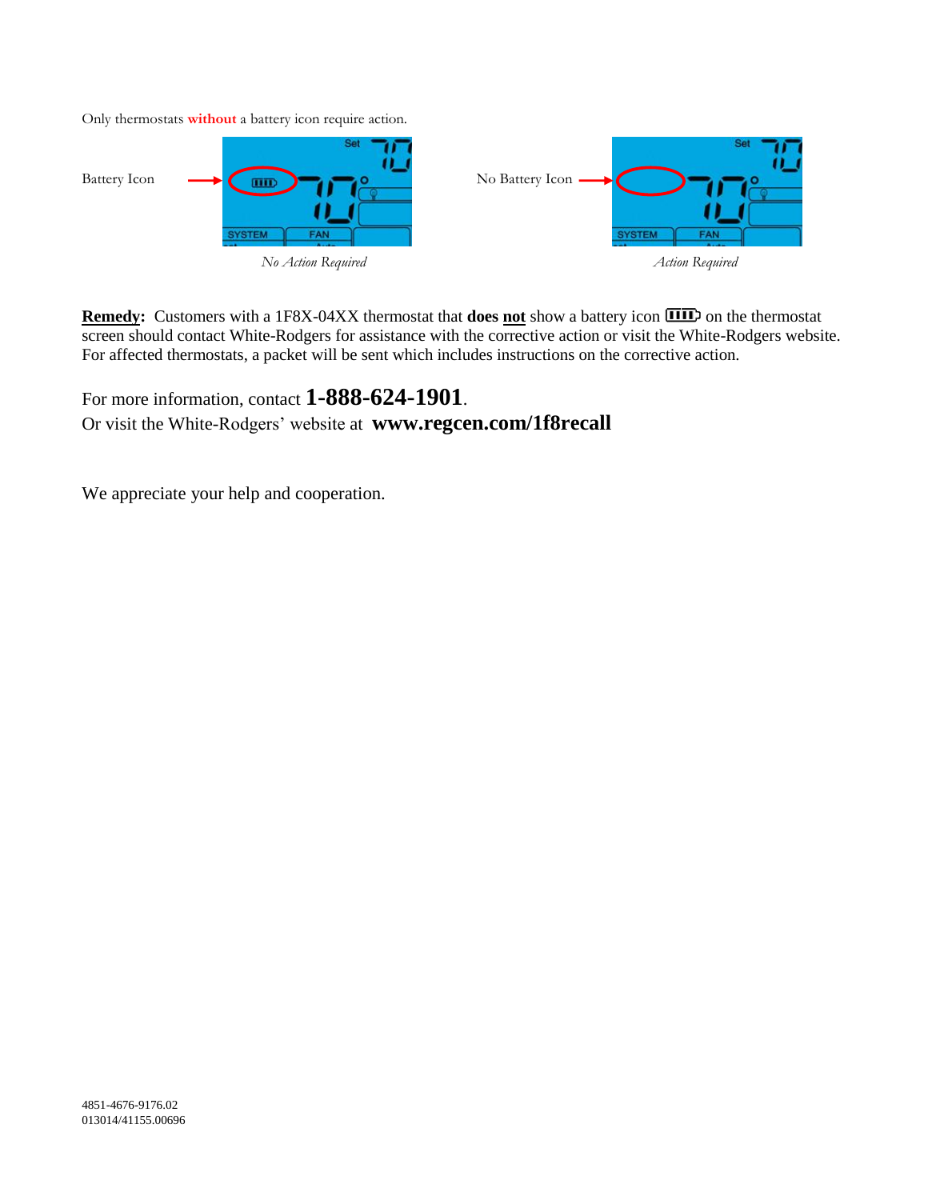Only thermostats **without** a battery icon require action.

Battery Icon

*No Action Required*

No Battery Icon

*Action Required*

**Remedy:** Customers with a 1F8X-04XX thermostat that **does not** show a battery icon on the thermostat screen should contact White-Rodgers for assistance with the corrective action or visit the White-Rodgers website. For affected thermostats, a packet will be sent which includes instructions on the corrective action.

For more information, contact **1-888-624-1901**.
Or visit the White-Rodgers' website at **www.regcen.com/1f8recall**

We appreciate your help and cooperation.

4851-4676-9176.02
013014/41155.00696